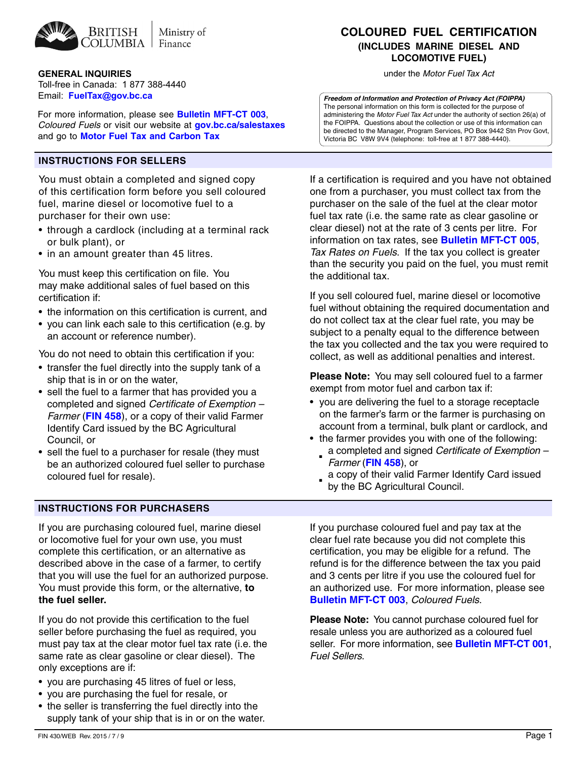BRITISH COLUMBIA | Ministry of Finance

# COLOURED FUEL CERTIFICATION

## (INCLUDES MARINE DIESEL AND LOCOMOTIVE FUEL)

under the *Motor Fuel Tax Act*

**GENERAL INQUIRIES**
Toll-free in Canada: 1 877 388-4440
Email: **FuelTax@gov.bc.ca**

For more information, please see **Bulletin MFT-CT 003**, *Coloured Fuels* or visit our website at **gov.bc.ca/salestaxes** and go to **Motor Fuel Tax and Carbon Tax**

***Freedom of Information and Protection of Privacy Act (FOIPPA)***
The personal information on this form is collected for the purpose of administering the *Motor Fuel Tax Act* under the authority of section 26(a) of the FOIPPA. Questions about the collection or use of this information can be directed to the Manager, Program Services, PO Box 9442 Stn Prov Govt, Victoria BC V8W 9V4 (telephone: toll-free at 1 877 388-4440).

## INSTRUCTIONS FOR SELLERS

You must obtain a completed and signed copy of this certification form before you sell coloured fuel, marine diesel or locomotive fuel to a purchaser for their own use:

- through a cardlock (including at a terminal rack or bulk plant), or
- in an amount greater than 45 litres.

You must keep this certification on file. You may make additional sales of fuel based on this certification if:

- the information on this certification is current, and
- you can link each sale to this certification (e.g. by an account or reference number).

You do not need to obtain this certification if you:

- transfer the fuel directly into the supply tank of a ship that is in or on the water,
- sell the fuel to a farmer that has provided you a completed and signed *Certificate of Exemption – Farmer* (**FIN 458**), or a copy of their valid Farmer Identify Card issued by the BC Agricultural Council, or
- sell the fuel to a purchaser for resale (they must be an authorized coloured fuel seller to purchase coloured fuel for resale).

If a certification is required and you have not obtained one from a purchaser, you must collect tax from the purchaser on the sale of the fuel at the clear motor fuel tax rate (i.e. the same rate as clear gasoline or clear diesel) not at the rate of 3 cents per litre. For information on tax rates, see **Bulletin MFT-CT 005**, *Tax Rates on Fuels*. If the tax you collect is greater than the security you paid on the fuel, you must remit the additional tax.

If you sell coloured fuel, marine diesel or locomotive fuel without obtaining the required documentation and do not collect tax at the clear fuel rate, you may be subject to a penalty equal to the difference between the tax you collected and the tax you were required to collect, as well as additional penalties and interest.

**Please Note:** You may sell coloured fuel to a farmer exempt from motor fuel and carbon tax if:

- you are delivering the fuel to a storage receptacle on the farmer's farm or the farmer is purchasing on account from a terminal, bulk plant or cardlock, and
- the farmer provides you with one of the following:
  - a completed and signed *Certificate of Exemption – Farmer* (**FIN 458**), or
  - a copy of their valid Farmer Identify Card issued by the BC Agricultural Council.

## INSTRUCTIONS FOR PURCHASERS

If you are purchasing coloured fuel, marine diesel or locomotive fuel for your own use, you must complete this certification, or an alternative as described above in the case of a farmer, to certify that you will use the fuel for an authorized purpose. You must provide this form, or the alternative, **to the fuel seller.**

If you do not provide this certification to the fuel seller before purchasing the fuel as required, you must pay tax at the clear motor fuel tax rate (i.e. the same rate as clear gasoline or clear diesel). The only exceptions are if:

- you are purchasing 45 litres of fuel or less,
- you are purchasing the fuel for resale, or
- the seller is transferring the fuel directly into the supply tank of your ship that is in or on the water.

If you purchase coloured fuel and pay tax at the clear fuel rate because you did not complete this certification, you may be eligible for a refund. The refund is for the difference between the tax you paid and 3 cents per litre if you use the coloured fuel for an authorized use. For more information, please see **Bulletin MFT-CT 003**, *Coloured Fuels*.

**Please Note:** You cannot purchase coloured fuel for resale unless you are authorized as a coloured fuel seller. For more information, see **Bulletin MFT-CT 001**, *Fuel Sellers*.

FIN 430/WEB Rev. 2015 / 7 / 9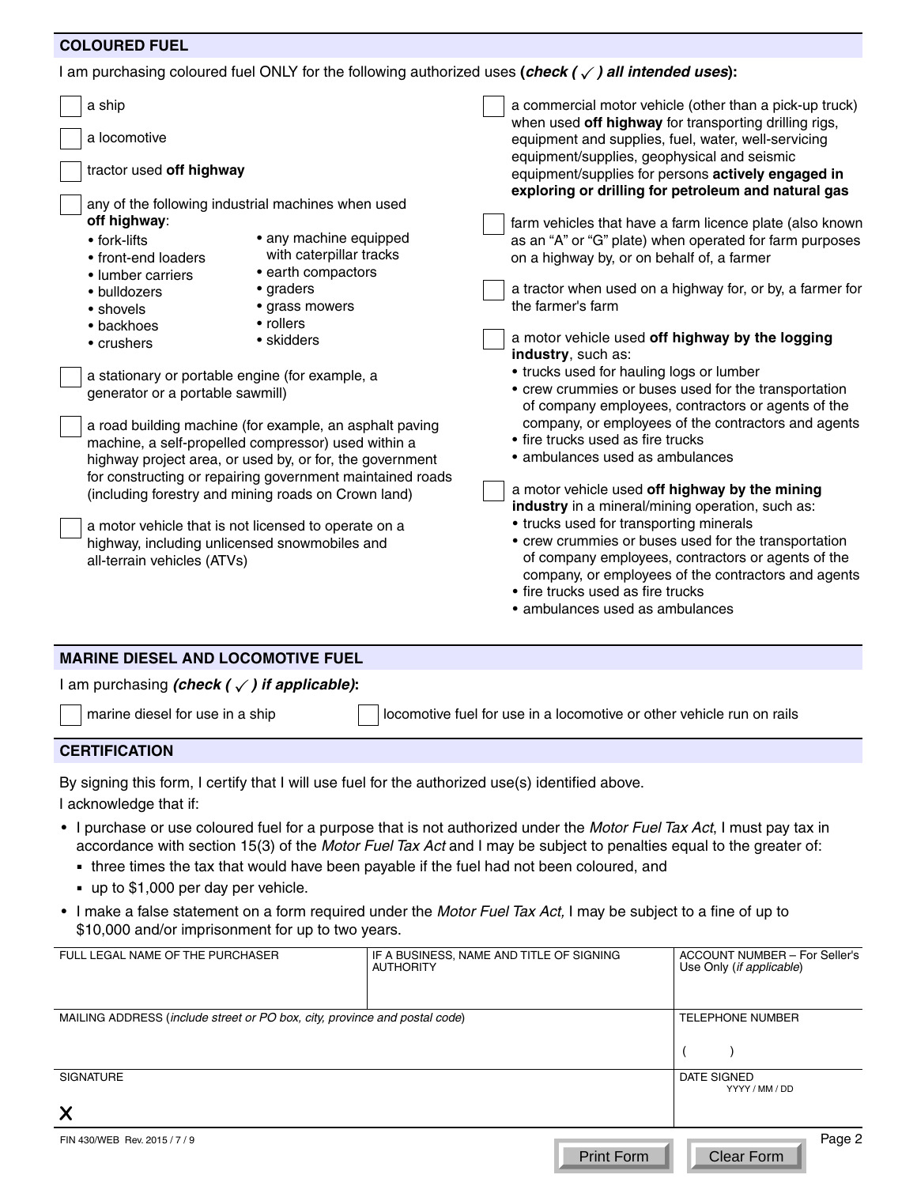## COLOURED FUEL

I am purchasing coloured fuel ONLY for the following authorized uses (***check ( ✓ ) all intended uses***):

- ☐ a ship
- ☐ a locomotive
- ☐ tractor used **off highway**
- ☐ any of the following industrial machines when used **off highway**:
  - fork-lifts
  - front-end loaders
  - lumber carriers
  - bulldozers
  - shovels
  - backhoes
  - crushers
  - any machine equipped with caterpillar tracks
  - earth compactors
  - graders
  - grass mowers
  - rollers
  - skidders
- ☐ a stationary or portable engine (for example, a generator or a portable sawmill)
- ☐ a road building machine (for example, an asphalt paving machine, a self-propelled compressor) used within a highway project area, or used by, or for, the government for constructing or repairing government maintained roads (including forestry and mining roads on Crown land)
- ☐ a motor vehicle that is not licensed to operate on a highway, including unlicensed snowmobiles and all-terrain vehicles (ATVs)
- ☐ a commercial motor vehicle (other than a pick-up truck) when used **off highway** for transporting drilling rigs, equipment and supplies, fuel, water, well-servicing equipment/supplies, geophysical and seismic equipment/supplies for persons **actively engaged in exploring or drilling for petroleum and natural gas**
- ☐ farm vehicles that have a farm licence plate (also known as an "A" or "G" plate) when operated for farm purposes on a highway by, or on behalf of, a farmer
- ☐ a tractor when used on a highway for, or by, a farmer for the farmer's farm
- ☐ a motor vehicle used **off highway by the logging industry**, such as:
  - trucks used for hauling logs or lumber
  - crew crummies or buses used for the transportation of company employees, contractors or agents of the company, or employees of the contractors and agents
  - fire trucks used as fire trucks
  - ambulances used as ambulances
- ☐ a motor vehicle used **off highway by the mining industry** in a mineral/mining operation, such as:
  - trucks used for transporting minerals
  - crew crummies or buses used for the transportation of company employees, contractors or agents of the company, or employees of the contractors and agents
  - fire trucks used as fire trucks
  - ambulances used as ambulances

## MARINE DIESEL AND LOCOMOTIVE FUEL

I am purchasing ***(check ( ✓ ) if applicable)***:

- ☐ marine diesel for use in a ship
- ☐ locomotive fuel for use in a locomotive or other vehicle run on rails

## CERTIFICATION

By signing this form, I certify that I will use fuel for the authorized use(s) identified above.

I acknowledge that if:

- I purchase or use coloured fuel for a purpose that is not authorized under the *Motor Fuel Tax Act*, I must pay tax in accordance with section 15(3) of the *Motor Fuel Tax Act* and I may be subject to penalties equal to the greater of:
  - three times the tax that would have been payable if the fuel had not been coloured, and
  - up to $1,000 per day per vehicle.
- I make a false statement on a form required under the *Motor Fuel Tax Act,* I may be subject to a fine of up to $10,000 and/or imprisonment for up to two years.

| FULL LEGAL NAME OF THE PURCHASER | IF A BUSINESS, NAME AND TITLE OF SIGNING AUTHORITY | ACCOUNT NUMBER – For Seller's Use Only (*if applicable*) |
|---|---|---|
| MAILING ADDRESS (*include street or PO box, city, province and postal code*) | | TELEPHONE NUMBER ( ) |
| SIGNATURE X | | DATE SIGNED YYYY / MM / DD |

FIN 430/WEB Rev. 2015 / 7 / 9

Print Form    Clear Form